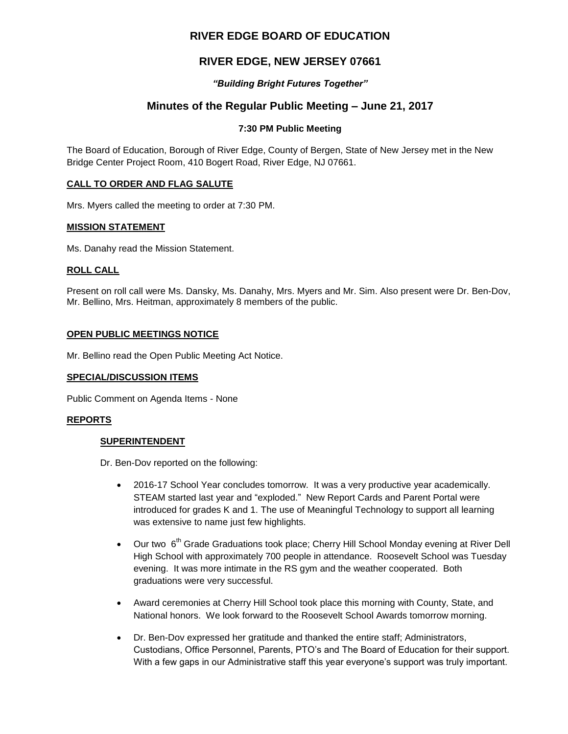# RIVER EDGE BOARD OF EDUCATION

## RIVER EDGE, NEW JERSEY 07661

***"Building Bright Futures Together"***

## Minutes of the Regular Public Meeting – June 21, 2017

**7:30 PM Public Meeting**

The Board of Education, Borough of River Edge, County of Bergen, State of New Jersey met in the New Bridge Center Project Room, 410 Bogert Road, River Edge, NJ 07661.

**CALL TO ORDER AND FLAG SALUTE**

Mrs. Myers called the meeting to order at 7:30 PM.

**MISSION STATEMENT**

Ms. Danahy read the Mission Statement.

**ROLL CALL**

Present on roll call were Ms. Dansky, Ms. Danahy, Mrs. Myers and Mr. Sim. Also present were Dr. Ben-Dov, Mr. Bellino, Mrs. Heitman, approximately 8 members of the public.

**OPEN PUBLIC MEETINGS NOTICE**

Mr. Bellino read the Open Public Meeting Act Notice.

**SPECIAL/DISCUSSION ITEMS**

Public Comment on Agenda Items - None

**REPORTS**

**SUPERINTENDENT**

Dr. Ben-Dov reported on the following:

- 2016-17 School Year concludes tomorrow. It was a very productive year academically. STEAM started last year and "exploded." New Report Cards and Parent Portal were introduced for grades K and 1. The use of Meaningful Technology to support all learning was extensive to name just few highlights.
- Our two 6th Grade Graduations took place; Cherry Hill School Monday evening at River Dell High School with approximately 700 people in attendance. Roosevelt School was Tuesday evening. It was more intimate in the RS gym and the weather cooperated. Both graduations were very successful.
- Award ceremonies at Cherry Hill School took place this morning with County, State, and National honors. We look forward to the Roosevelt School Awards tomorrow morning.
- Dr. Ben-Dov expressed her gratitude and thanked the entire staff; Administrators, Custodians, Office Personnel, Parents, PTO's and The Board of Education for their support. With a few gaps in our Administrative staff this year everyone's support was truly important.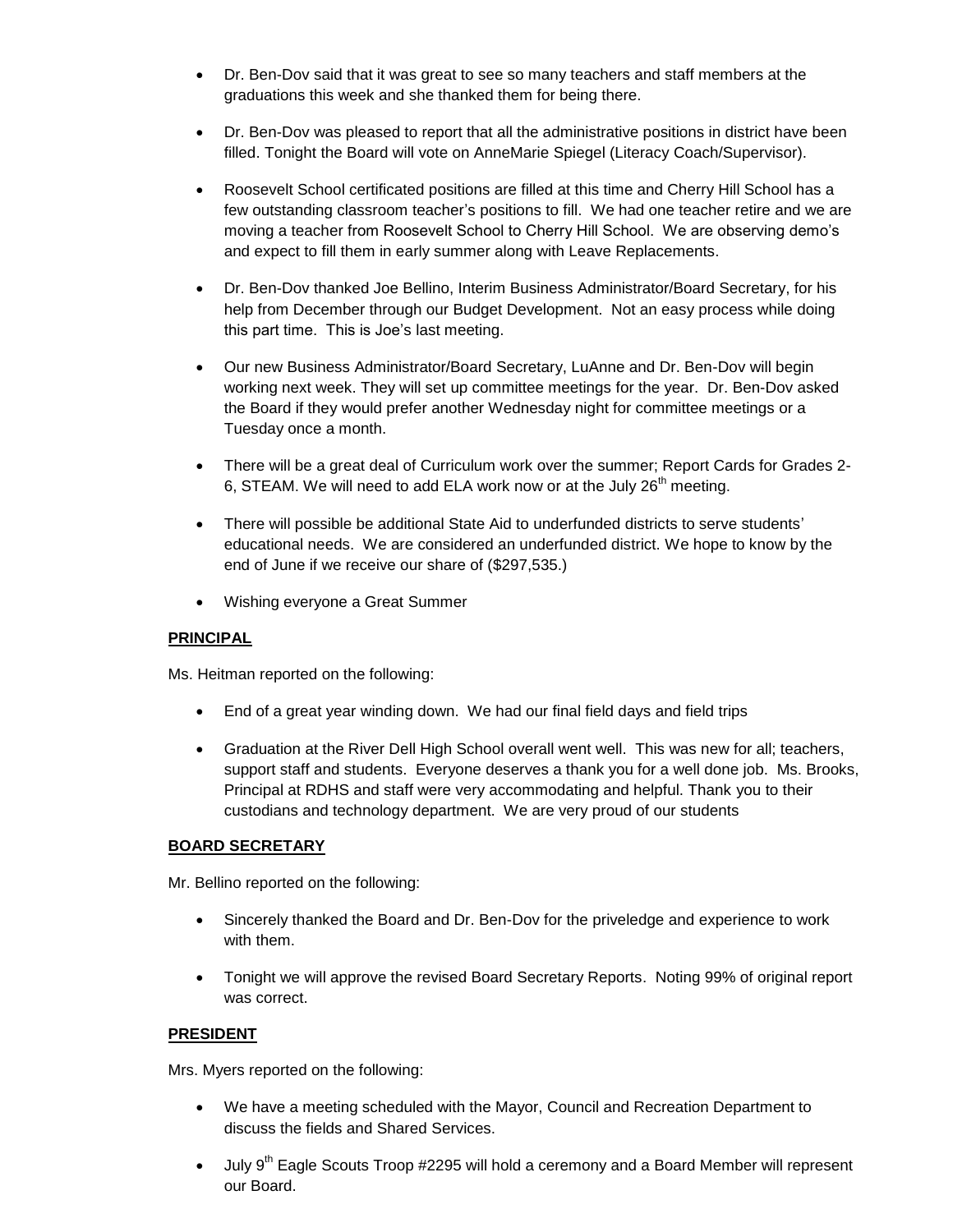- Dr. Ben-Dov said that it was great to see so many teachers and staff members at the graduations this week and she thanked them for being there.
- Dr. Ben-Dov was pleased to report that all the administrative positions in district have been filled. Tonight the Board will vote on AnneMarie Spiegel (Literacy Coach/Supervisor).
- Roosevelt School certificated positions are filled at this time and Cherry Hill School has a few outstanding classroom teacher's positions to fill. We had one teacher retire and we are moving a teacher from Roosevelt School to Cherry Hill School. We are observing demo's and expect to fill them in early summer along with Leave Replacements.
- Dr. Ben-Dov thanked Joe Bellino, Interim Business Administrator/Board Secretary, for his help from December through our Budget Development. Not an easy process while doing this part time. This is Joe's last meeting.
- Our new Business Administrator/Board Secretary, LuAnne and Dr. Ben-Dov will begin working next week. They will set up committee meetings for the year. Dr. Ben-Dov asked the Board if they would prefer another Wednesday night for committee meetings or a Tuesday once a month.
- There will be a great deal of Curriculum work over the summer; Report Cards for Grades 2-6, STEAM. We will need to add ELA work now or at the July 26th meeting.
- There will possible be additional State Aid to underfunded districts to serve students' educational needs. We are considered an underfunded district. We hope to know by the end of June if we receive our share of ($297,535.)
- Wishing everyone a Great Summer

**PRINCIPAL**

Ms. Heitman reported on the following:

- End of a great year winding down. We had our final field days and field trips
- Graduation at the River Dell High School overall went well. This was new for all; teachers, support staff and students. Everyone deserves a thank you for a well done job. Ms. Brooks, Principal at RDHS and staff were very accommodating and helpful. Thank you to their custodians and technology department. We are very proud of our students

**BOARD SECRETARY**

Mr. Bellino reported on the following:

- Sincerely thanked the Board and Dr. Ben-Dov for the priveledge and experience to work with them.
- Tonight we will approve the revised Board Secretary Reports. Noting 99% of original report was correct.

**PRESIDENT**

Mrs. Myers reported on the following:

- We have a meeting scheduled with the Mayor, Council and Recreation Department to discuss the fields and Shared Services.
- July 9th Eagle Scouts Troop #2295 will hold a ceremony and a Board Member will represent our Board.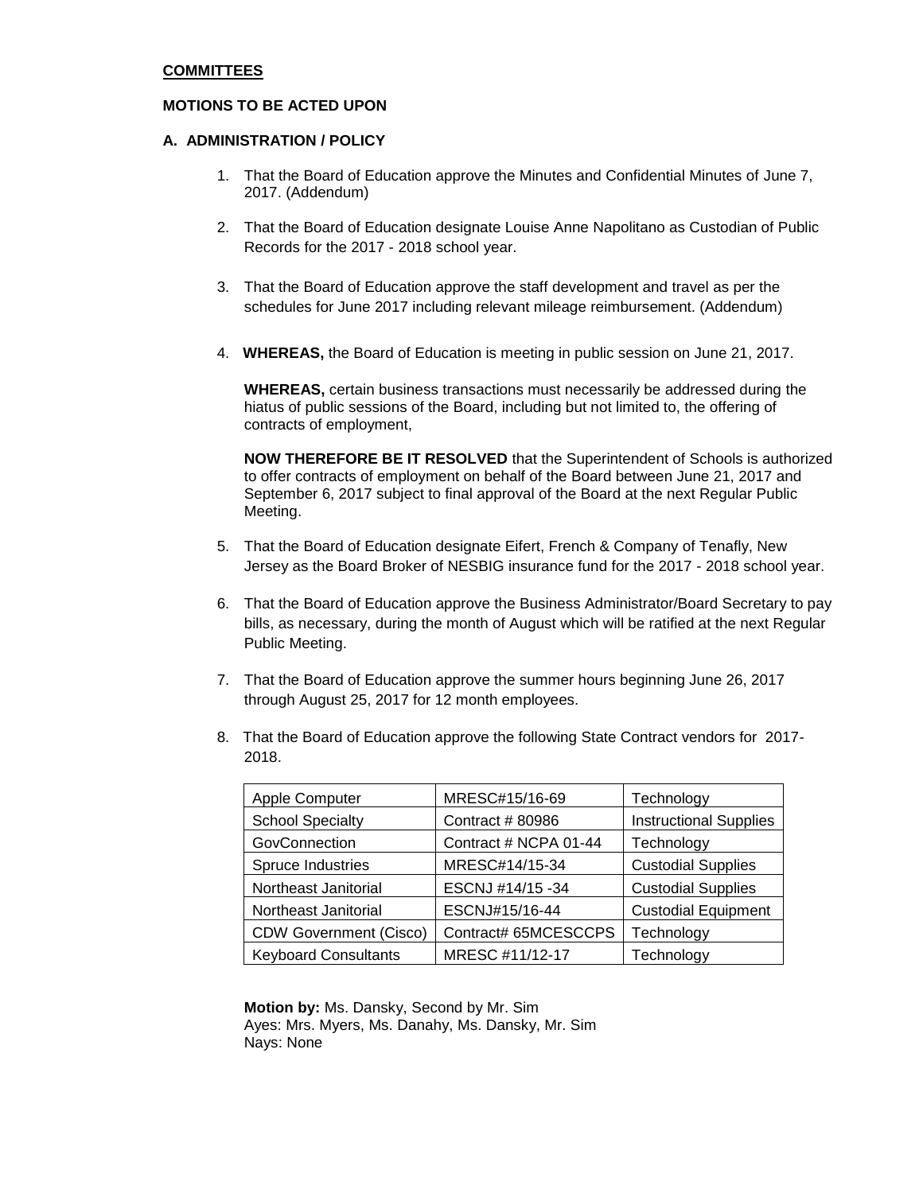**COMMITTEES**

**MOTIONS TO BE ACTED UPON**

**A. ADMINISTRATION / POLICY**

1. That the Board of Education approve the Minutes and Confidential Minutes of June 7, 2017. (Addendum)

2. That the Board of Education designate Louise Anne Napolitano as Custodian of Public Records for the 2017 - 2018 school year.

3. That the Board of Education approve the staff development and travel as per the schedules for June 2017 including relevant mileage reimbursement. (Addendum)

4. **WHEREAS,** the Board of Education is meeting in public session on June 21, 2017.

   **WHEREAS,** certain business transactions must necessarily be addressed during the hiatus of public sessions of the Board, including but not limited to, the offering of contracts of employment,

   **NOW THEREFORE BE IT RESOLVED** that the Superintendent of Schools is authorized to offer contracts of employment on behalf of the Board between June 21, 2017 and September 6, 2017 subject to final approval of the Board at the next Regular Public Meeting.

5. That the Board of Education designate Eifert, French & Company of Tenafly, New Jersey as the Board Broker of NESBIG insurance fund for the 2017 - 2018 school year.

6. That the Board of Education approve the Business Administrator/Board Secretary to pay bills, as necessary, during the month of August which will be ratified at the next Regular Public Meeting.

7. That the Board of Education approve the summer hours beginning June 26, 2017 through August 25, 2017 for 12 month employees.

8. That the Board of Education approve the following State Contract vendors for 2017-2018.

| | | |
|---|---|---|
| Apple Computer | MRESC#15/16-69 | Technology |
| School Specialty | Contract # 80986 | Instructional Supplies |
| GovConnection | Contract # NCPA 01-44 | Technology |
| Spruce Industries | MRESC#14/15-34 | Custodial Supplies |
| Northeast Janitorial | ESCNJ #14/15 -34 | Custodial Supplies |
| Northeast Janitorial | ESCNJ#15/16-44 | Custodial Equipment |
| CDW Government (Cisco) | Contract# 65MCESCCPS | Technology |
| Keyboard Consultants | MRESC #11/12-17 | Technology |

**Motion by:** Ms. Dansky, Second by Mr. Sim
Ayes: Mrs. Myers, Ms. Danahy, Ms. Dansky, Mr. Sim
Nays: None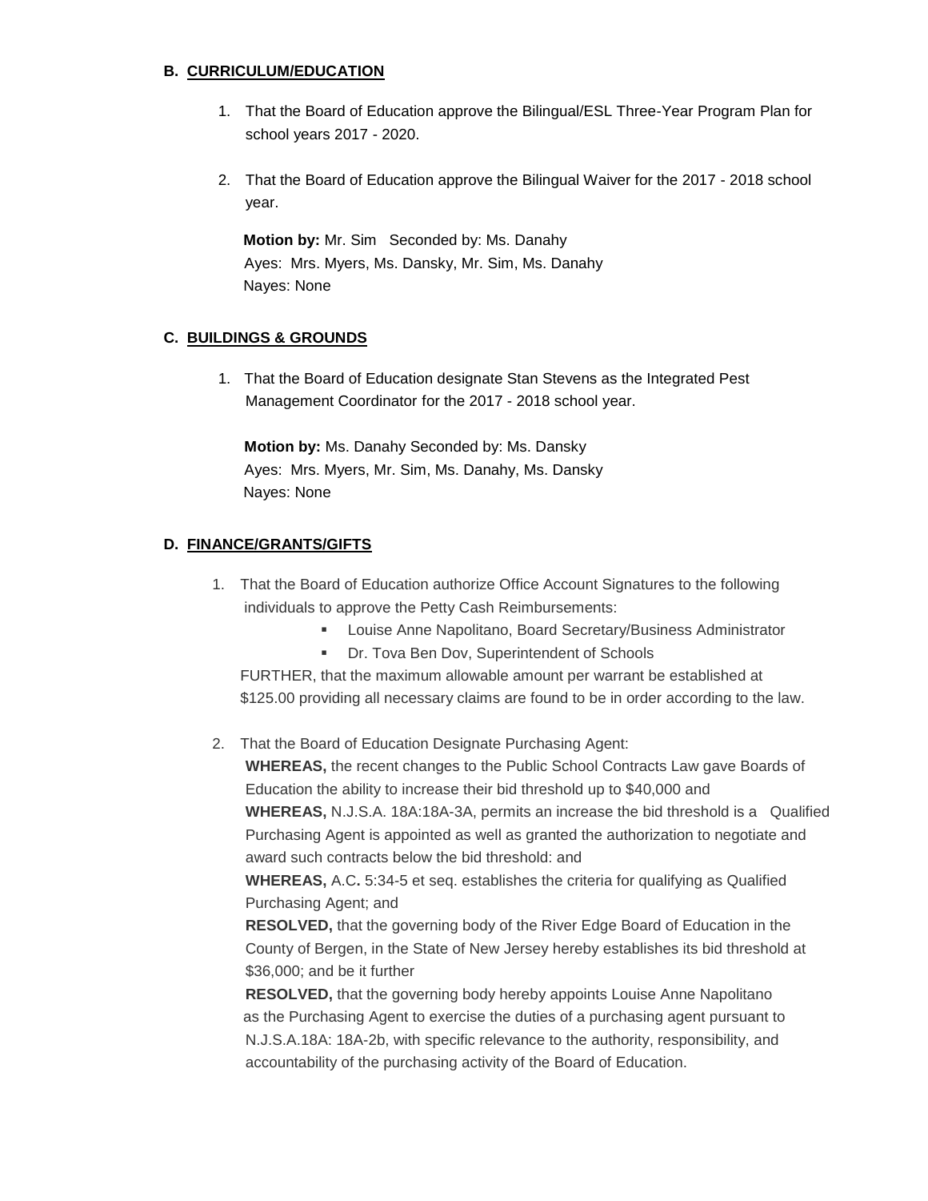**B. <u>CURRICULUM/EDUCATION</u>**

1. That the Board of Education approve the Bilingual/ESL Three-Year Program Plan for school years 2017 - 2020.

2. That the Board of Education approve the Bilingual Waiver for the 2017 - 2018 school year.

**Motion by:** Mr. Sim Seconded by: Ms. Danahy
Ayes: Mrs. Myers, Ms. Dansky, Mr. Sim, Ms. Danahy
Nayes: None

**C. <u>BUILDINGS & GROUNDS</u>**

1. That the Board of Education designate Stan Stevens as the Integrated Pest Management Coordinator for the 2017 - 2018 school year.

**Motion by:** Ms. Danahy Seconded by: Ms. Dansky
Ayes: Mrs. Myers, Mr. Sim, Ms. Danahy, Ms. Dansky
Nayes: None

**D. <u>FINANCE/GRANTS/GIFTS</u>**

1. That the Board of Education authorize Office Account Signatures to the following individuals to approve the Petty Cash Reimbursements:
   - Louise Anne Napolitano, Board Secretary/Business Administrator
   - Dr. Tova Ben Dov, Superintendent of Schools

   FURTHER, that the maximum allowable amount per warrant be established at $125.00 providing all necessary claims are found to be in order according to the law.

2. That the Board of Education Designate Purchasing Agent:
   **WHEREAS,** the recent changes to the Public School Contracts Law gave Boards of Education the ability to increase their bid threshold up to $40,000 and
   **WHEREAS,** N.J.S.A. 18A:18A-3A, permits an increase the bid threshold is a Qualified Purchasing Agent is appointed as well as granted the authorization to negotiate and award such contracts below the bid threshold: and
   **WHEREAS,** A.C**.** 5:34-5 et seq. establishes the criteria for qualifying as Qualified Purchasing Agent; and
   **RESOLVED,** that the governing body of the River Edge Board of Education in the County of Bergen, in the State of New Jersey hereby establishes its bid threshold at $36,000; and be it further
   **RESOLVED,** that the governing body hereby appoints Louise Anne Napolitano as the Purchasing Agent to exercise the duties of a purchasing agent pursuant to N.J.S.A.18A: 18A-2b, with specific relevance to the authority, responsibility, and accountability of the purchasing activity of the Board of Education.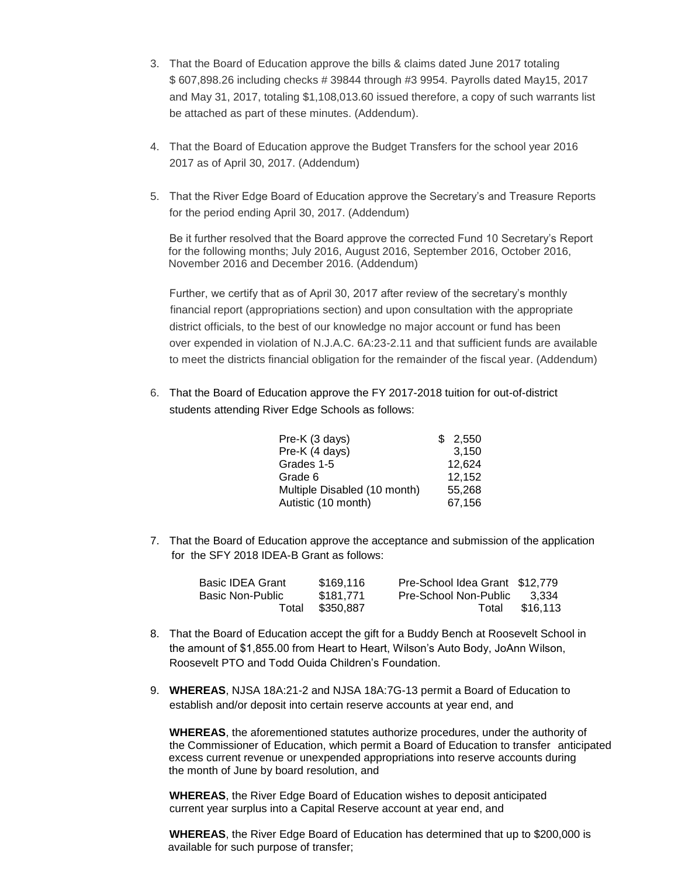3. That the Board of Education approve the bills & claims dated June 2017 totaling $ 607,898.26 including checks # 39844 through #3 9954. Payrolls dated May15, 2017 and May 31, 2017, totaling $1,108,013.60 issued therefore, a copy of such warrants list be attached as part of these minutes. (Addendum).

4. That the Board of Education approve the Budget Transfers for the school year 2016 2017 as of April 30, 2017. (Addendum)

5. That the River Edge Board of Education approve the Secretary's and Treasure Reports for the period ending April 30, 2017. (Addendum)

   Be it further resolved that the Board approve the corrected Fund 10 Secretary's Report for the following months; July 2016, August 2016, September 2016, October 2016, November 2016 and December 2016. (Addendum)

   Further, we certify that as of April 30, 2017 after review of the secretary's monthly financial report (appropriations section) and upon consultation with the appropriate district officials, to the best of our knowledge no major account or fund has been over expended in violation of N.J.A.C. 6A:23-2.11 and that sufficient funds are available to meet the districts financial obligation for the remainder of the fiscal year. (Addendum)

6. That the Board of Education approve the FY 2017-2018 tuition for out-of-district students attending River Edge Schools as follows:

| | |
|---|---|
| Pre-K (3 days) | $ 2,550 |
| Pre-K (4 days) | 3,150 |
| Grades 1-5 | 12,624 |
| Grade 6 | 12,152 |
| Multiple Disabled (10 month) | 55,268 |
| Autistic (10 month) | 67,156 |

7. That the Board of Education approve the acceptance and submission of the application for the SFY 2018 IDEA-B Grant as follows:

| | | | |
|---|---|---|---|
| Basic IDEA Grant | $169,116 | Pre-School Idea Grant | $12,779 |
| Basic Non-Public | $181,771 | Pre-School Non-Public | 3,334 |
| Total | $350,887 | Total | $16,113 |

8. That the Board of Education accept the gift for a Buddy Bench at Roosevelt School in the amount of $1,855.00 from Heart to Heart, Wilson's Auto Body, JoAnn Wilson, Roosevelt PTO and Todd Ouida Children's Foundation.

9. **WHEREAS**, NJSA 18A:21-2 and NJSA 18A:7G-13 permit a Board of Education to establish and/or deposit into certain reserve accounts at year end, and

   **WHEREAS**, the aforementioned statutes authorize procedures, under the authority of the Commissioner of Education, which permit a Board of Education to transfer anticipated excess current revenue or unexpended appropriations into reserve accounts during the month of June by board resolution, and

   **WHEREAS**, the River Edge Board of Education wishes to deposit anticipated current year surplus into a Capital Reserve account at year end, and

   **WHEREAS**, the River Edge Board of Education has determined that up to $200,000 is available for such purpose of transfer;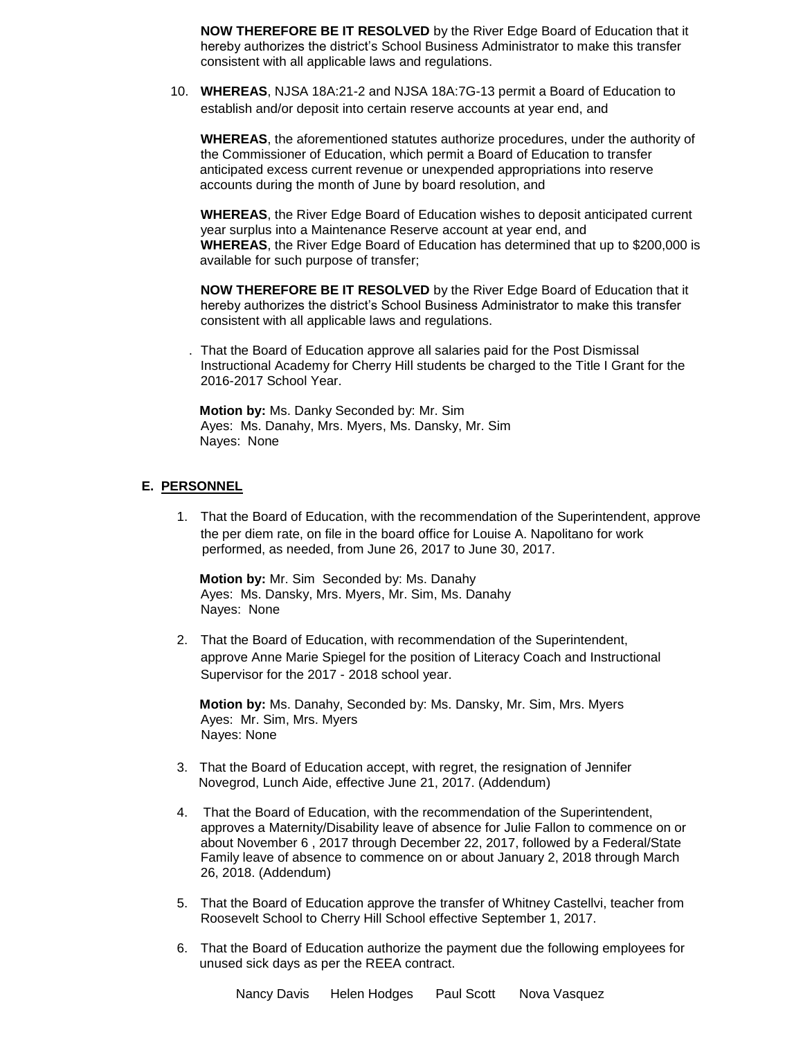**NOW THEREFORE BE IT RESOLVED** by the River Edge Board of Education that it hereby authorizes the district's School Business Administrator to make this transfer consistent with all applicable laws and regulations.

10. **WHEREAS**, NJSA 18A:21-2 and NJSA 18A:7G-13 permit a Board of Education to establish and/or deposit into certain reserve accounts at year end, and

    **WHEREAS**, the aforementioned statutes authorize procedures, under the authority of the Commissioner of Education, which permit a Board of Education to transfer anticipated excess current revenue or unexpended appropriations into reserve accounts during the month of June by board resolution, and

    **WHEREAS**, the River Edge Board of Education wishes to deposit anticipated current year surplus into a Maintenance Reserve account at year end, and
    **WHEREAS**, the River Edge Board of Education has determined that up to $200,000 is available for such purpose of transfer;

    **NOW THEREFORE BE IT RESOLVED** by the River Edge Board of Education that it hereby authorizes the district's School Business Administrator to make this transfer consistent with all applicable laws and regulations.

. That the Board of Education approve all salaries paid for the Post Dismissal Instructional Academy for Cherry Hill students be charged to the Title I Grant for the 2016-2017 School Year.

**Motion by:** Ms. Danky Seconded by: Mr. Sim
Ayes: Ms. Danahy, Mrs. Myers, Ms. Dansky, Mr. Sim
Nayes: None

## E. PERSONNEL

1. That the Board of Education, with the recommendation of the Superintendent, approve the per diem rate, on file in the board office for Louise A. Napolitano for work performed, as needed, from June 26, 2017 to June 30, 2017.

   **Motion by:** Mr. Sim Seconded by: Ms. Danahy
   Ayes: Ms. Dansky, Mrs. Myers, Mr. Sim, Ms. Danahy
   Nayes: None

2. That the Board of Education, with recommendation of the Superintendent, approve Anne Marie Spiegel for the position of Literacy Coach and Instructional Supervisor for the 2017 - 2018 school year.

   **Motion by:** Ms. Danahy, Seconded by: Ms. Dansky, Mr. Sim, Mrs. Myers
   Ayes: Mr. Sim, Mrs. Myers
   Nayes: None

3. That the Board of Education accept, with regret, the resignation of Jennifer Novegrod, Lunch Aide, effective June 21, 2017. (Addendum)

4. That the Board of Education, with the recommendation of the Superintendent, approves a Maternity/Disability leave of absence for Julie Fallon to commence on or about November 6 , 2017 through December 22, 2017, followed by a Federal/State Family leave of absence to commence on or about January 2, 2018 through March 26, 2018. (Addendum)

5. That the Board of Education approve the transfer of Whitney Castellvi, teacher from Roosevelt School to Cherry Hill School effective September 1, 2017.

6. That the Board of Education authorize the payment due the following employees for unused sick days as per the REEA contract.

   Nancy Davis      Helen Hodges      Paul Scott      Nova Vasquez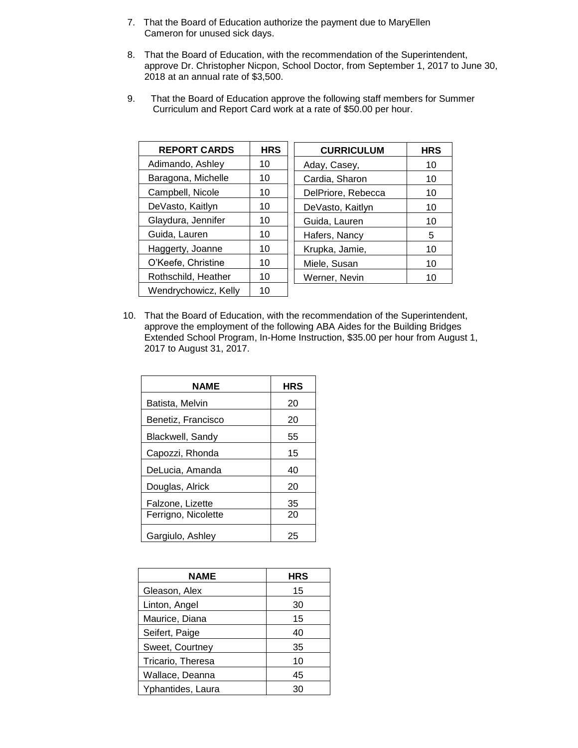7. That the Board of Education authorize the payment due to MaryEllen Cameron for unused sick days.

8. That the Board of Education, with the recommendation of the Superintendent, approve Dr. Christopher Nicpon, School Doctor, from September 1, 2017 to June 30, 2018 at an annual rate of $3,500.

9. That the Board of Education approve the following staff members for Summer Curriculum and Report Card work at a rate of $50.00 per hour.

| REPORT CARDS | HRS |
|---|---|
| Adimando, Ashley | 10 |
| Baragona, Michelle | 10 |
| Campbell, Nicole | 10 |
| DeVasto, Kaitlyn | 10 |
| Glaydura, Jennifer | 10 |
| Guida, Lauren | 10 |
| Haggerty, Joanne | 10 |
| O'Keefe, Christine | 10 |
| Rothschild, Heather | 10 |
| Wendrychowicz, Kelly | 10 |

| CURRICULUM | HRS |
|---|---|
| Aday, Casey, | 10 |
| Cardia, Sharon | 10 |
| DelPriore, Rebecca | 10 |
| DeVasto, Kaitlyn | 10 |
| Guida, Lauren | 10 |
| Hafers, Nancy | 5 |
| Krupka, Jamie, | 10 |
| Miele, Susan | 10 |
| Werner, Nevin | 10 |

10. That the Board of Education, with the recommendation of the Superintendent, approve the employment of the following ABA Aides for the Building Bridges Extended School Program, In-Home Instruction, $35.00 per hour from August 1, 2017 to August 31, 2017.

| NAME | HRS |
|---|---|
| Batista, Melvin | 20 |
| Benetiz, Francisco | 20 |
| Blackwell, Sandy | 55 |
| Capozzi, Rhonda | 15 |
| DeLucia, Amanda | 40 |
| Douglas, Alrick | 20 |
| Falzone, Lizette | 35 |
| Ferrigno, Nicolette | 20 |
| Gargiulo, Ashley | 25 |

| NAME | HRS |
|---|---|
| Gleason, Alex | 15 |
| Linton, Angel | 30 |
| Maurice, Diana | 15 |
| Seifert, Paige | 40 |
| Sweet, Courtney | 35 |
| Tricario, Theresa | 10 |
| Wallace, Deanna | 45 |
| Yphantides, Laura | 30 |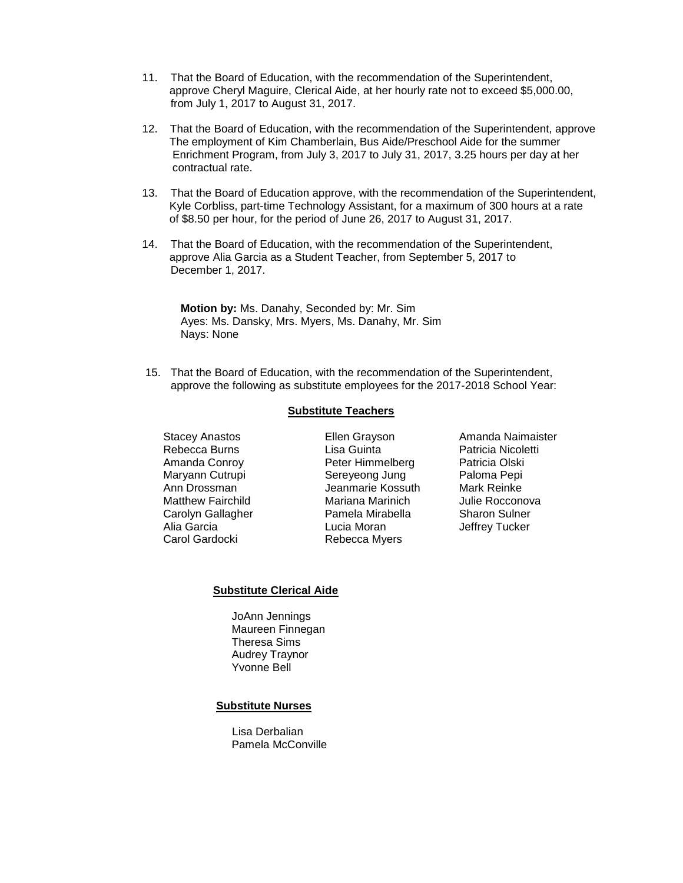11. That the Board of Education, with the recommendation of the Superintendent, approve Cheryl Maguire, Clerical Aide, at her hourly rate not to exceed $5,000.00, from July 1, 2017 to August 31, 2017.

12. That the Board of Education, with the recommendation of the Superintendent, approve The employment of Kim Chamberlain, Bus Aide/Preschool Aide for the summer Enrichment Program, from July 3, 2017 to July 31, 2017, 3.25 hours per day at her contractual rate.

13. That the Board of Education approve, with the recommendation of the Superintendent, Kyle Corbliss, part-time Technology Assistant, for a maximum of 300 hours at a rate of $8.50 per hour, for the period of June 26, 2017 to August 31, 2017.

14. That the Board of Education, with the recommendation of the Superintendent, approve Alia Garcia as a Student Teacher, from September 5, 2017 to December 1, 2017.

**Motion by:** Ms. Danahy, Seconded by: Mr. Sim
Ayes: Ms. Dansky, Mrs. Myers, Ms. Danahy, Mr. Sim
Nays: None

15. That the Board of Education, with the recommendation of the Superintendent, approve the following as substitute employees for the 2017-2018 School Year:

**Substitute Teachers**

Stacey Anastos
Rebecca Burns
Amanda Conroy
Maryann Cutrupi
Ann Drossman
Matthew Fairchild
Carolyn Gallagher
Alia Garcia
Carol Gardocki
Ellen Grayson
Lisa Guinta
Peter Himmelberg
Sereyeong Jung
Jeanmarie Kossuth
Mariana Marinich
Pamela Mirabella
Lucia Moran
Rebecca Myers
Amanda Naimaister
Patricia Nicoletti
Patricia Olski
Paloma Pepi
Mark Reinke
Julie Rocconova
Sharon Sulner
Jeffrey Tucker

**Substitute Clerical Aide**

JoAnn Jennings
Maureen Finnegan
Theresa Sims
Audrey Traynor
Yvonne Bell

**Substitute Nurses**

Lisa Derbalian
Pamela McConville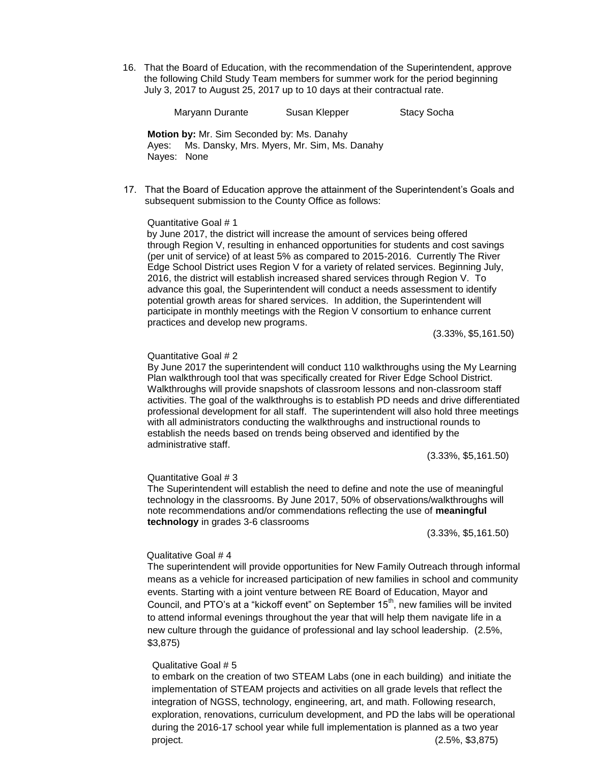16. That the Board of Education, with the recommendation of the Superintendent, approve the following Child Study Team members for summer work for the period beginning July 3, 2017 to August 25, 2017 up to 10 days at their contractual rate.

    Maryann Durante    Susan Klepper    Stacy Socha

    **Motion by:** Mr. Sim Seconded by: Ms. Danahy
    Ayes: Ms. Dansky, Mrs. Myers, Mr. Sim, Ms. Danahy
    Nayes: None

17. That the Board of Education approve the attainment of the Superintendent's Goals and subsequent submission to the County Office as follows:

    Quantitative Goal # 1
    by June 2017, the district will increase the amount of services being offered through Region V, resulting in enhanced opportunities for students and cost savings (per unit of service) of at least 5% as compared to 2015-2016. Currently The River Edge School District uses Region V for a variety of related services. Beginning July, 2016, the district will establish increased shared services through Region V. To advance this goal, the Superintendent will conduct a needs assessment to identify potential growth areas for shared services. In addition, the Superintendent will participate in monthly meetings with the Region V consortium to enhance current practices and develop new programs.
    (3.33%, $5,161.50)

    Quantitative Goal # 2
    By June 2017 the superintendent will conduct 110 walkthroughs using the My Learning Plan walkthrough tool that was specifically created for River Edge School District. Walkthroughs will provide snapshots of classroom lessons and non-classroom staff activities. The goal of the walkthroughs is to establish PD needs and drive differentiated professional development for all staff. The superintendent will also hold three meetings with all administrators conducting the walkthroughs and instructional rounds to establish the needs based on trends being observed and identified by the administrative staff.
    (3.33%, $5,161.50)

    Quantitative Goal # 3
    The Superintendent will establish the need to define and note the use of meaningful technology in the classrooms. By June 2017, 50% of observations/walkthroughs will note recommendations and/or commendations reflecting the use of **meaningful technology** in grades 3-6 classrooms
    (3.33%, $5,161.50)

    Qualitative Goal # 4
    The superintendent will provide opportunities for New Family Outreach through informal means as a vehicle for increased participation of new families in school and community events. Starting with a joint venture between RE Board of Education, Mayor and Council, and PTO's at a "kickoff event" on September 15th, new families will be invited to attend informal evenings throughout the year that will help them navigate life in a new culture through the guidance of professional and lay school leadership. (2.5%, $3,875)

    Qualitative Goal # 5
    to embark on the creation of two STEAM Labs (one in each building) and initiate the implementation of STEAM projects and activities on all grade levels that reflect the integration of NGSS, technology, engineering, art, and math. Following research, exploration, renovations, curriculum development, and PD the labs will be operational during the 2016-17 school year while full implementation is planned as a two year project. (2.5%, $3,875)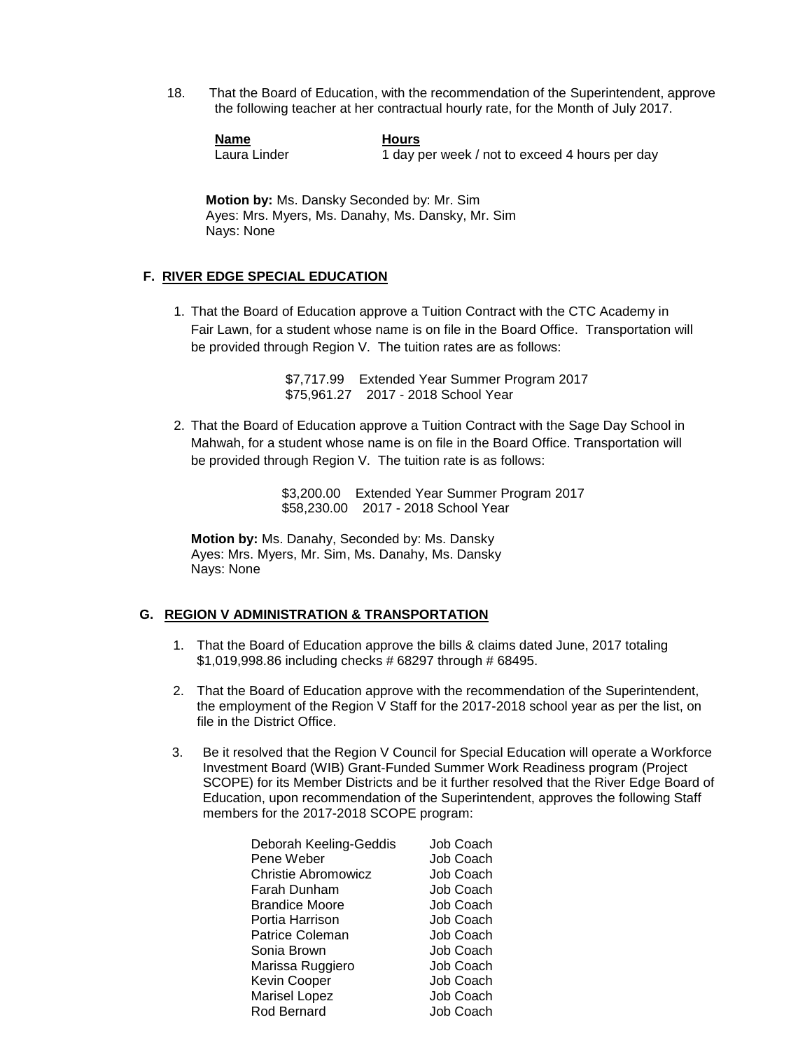18. That the Board of Education, with the recommendation of the Superintendent, approve the following teacher at her contractual hourly rate, for the Month of July 2017.

| Name | Hours |
|---|---|
| Laura Linder | 1 day per week / not to exceed 4 hours per day |

**Motion by:** Ms. Dansky Seconded by: Mr. Sim
Ayes: Mrs. Myers, Ms. Danahy, Ms. Dansky, Mr. Sim
Nays: None

## F. RIVER EDGE SPECIAL EDUCATION

1. That the Board of Education approve a Tuition Contract with the CTC Academy in Fair Lawn, for a student whose name is on file in the Board Office. Transportation will be provided through Region V. The tuition rates are as follows:

   $7,717.99 Extended Year Summer Program 2017
   $75,961.27 2017 - 2018 School Year

2. That the Board of Education approve a Tuition Contract with the Sage Day School in Mahwah, for a student whose name is on file in the Board Office. Transportation will be provided through Region V. The tuition rate is as follows:

   $3,200.00 Extended Year Summer Program 2017
   $58,230.00 2017 - 2018 School Year

**Motion by:** Ms. Danahy, Seconded by: Ms. Dansky
Ayes: Mrs. Myers, Mr. Sim, Ms. Danahy, Ms. Dansky
Nays: None

## G. REGION V ADMINISTRATION & TRANSPORTATION

1. That the Board of Education approve the bills & claims dated June, 2017 totaling $1,019,998.86 including checks # 68297 through # 68495.

2. That the Board of Education approve with the recommendation of the Superintendent, the employment of the Region V Staff for the 2017-2018 school year as per the list, on file in the District Office.

3. Be it resolved that the Region V Council for Special Education will operate a Workforce Investment Board (WIB) Grant-Funded Summer Work Readiness program (Project SCOPE) for its Member Districts and be it further resolved that the River Edge Board of Education, upon recommendation of the Superintendent, approves the following Staff members for the 2017-2018 SCOPE program:

| | |
|---|---|
| Deborah Keeling-Geddis | Job Coach |
| Pene Weber | Job Coach |
| Christie Abromowicz | Job Coach |
| Farah Dunham | Job Coach |
| Brandice Moore | Job Coach |
| Portia Harrison | Job Coach |
| Patrice Coleman | Job Coach |
| Sonia Brown | Job Coach |
| Marissa Ruggiero | Job Coach |
| Kevin Cooper | Job Coach |
| Marisel Lopez | Job Coach |
| Rod Bernard | Job Coach |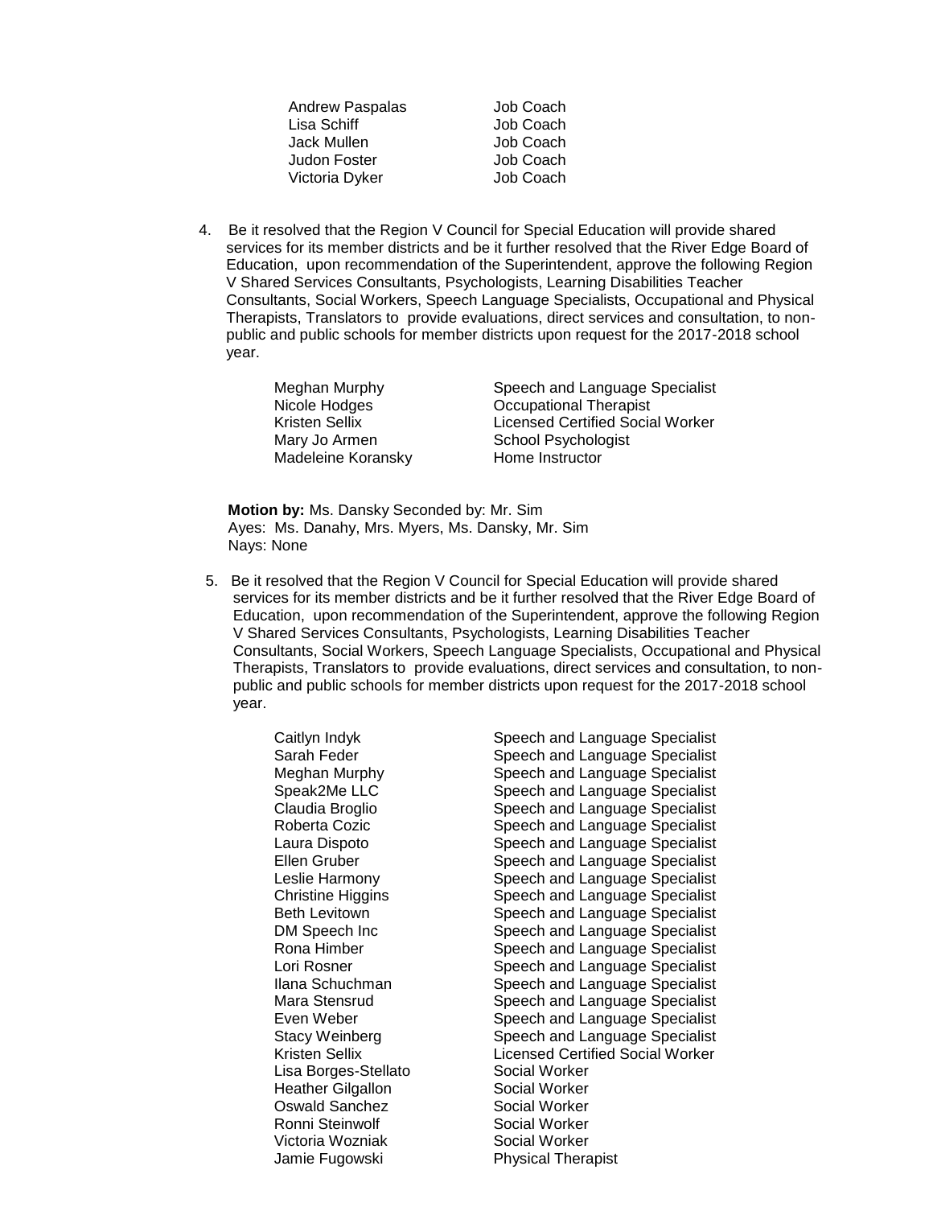| | |
|---|---|
| Andrew Paspalas | Job Coach |
| Lisa Schiff | Job Coach |
| Jack Mullen | Job Coach |
| Judon Foster | Job Coach |
| Victoria Dyker | Job Coach |

4. Be it resolved that the Region V Council for Special Education will provide shared services for its member districts and be it further resolved that the River Edge Board of Education, upon recommendation of the Superintendent, approve the following Region V Shared Services Consultants, Psychologists, Learning Disabilities Teacher Consultants, Social Workers, Speech Language Specialists, Occupational and Physical Therapists, Translators to provide evaluations, direct services and consultation, to non-public and public schools for member districts upon request for the 2017-2018 school year.

| | |
|---|---|
| Meghan Murphy | Speech and Language Specialist |
| Nicole Hodges | Occupational Therapist |
| Kristen Sellix | Licensed Certified Social Worker |
| Mary Jo Armen | School Psychologist |
| Madeleine Koransky | Home Instructor |

**Motion by:** Ms. Dansky Seconded by: Mr. Sim
Ayes: Ms. Danahy, Mrs. Myers, Ms. Dansky, Mr. Sim
Nays: None

5. Be it resolved that the Region V Council for Special Education will provide shared services for its member districts and be it further resolved that the River Edge Board of Education, upon recommendation of the Superintendent, approve the following Region V Shared Services Consultants, Psychologists, Learning Disabilities Teacher Consultants, Social Workers, Speech Language Specialists, Occupational and Physical Therapists, Translators to provide evaluations, direct services and consultation, to non-public and public schools for member districts upon request for the 2017-2018 school year.

| | |
|---|---|
| Caitlyn Indyk | Speech and Language Specialist |
| Sarah Feder | Speech and Language Specialist |
| Meghan Murphy | Speech and Language Specialist |
| Speak2Me LLC | Speech and Language Specialist |
| Claudia Broglio | Speech and Language Specialist |
| Roberta Cozic | Speech and Language Specialist |
| Laura Dispoto | Speech and Language Specialist |
| Ellen Gruber | Speech and Language Specialist |
| Leslie Harmony | Speech and Language Specialist |
| Christine Higgins | Speech and Language Specialist |
| Beth Levitown | Speech and Language Specialist |
| DM Speech Inc | Speech and Language Specialist |
| Rona Himber | Speech and Language Specialist |
| Lori Rosner | Speech and Language Specialist |
| Ilana Schuchman | Speech and Language Specialist |
| Mara Stensrud | Speech and Language Specialist |
| Even Weber | Speech and Language Specialist |
| Stacy Weinberg | Speech and Language Specialist |
| Kristen Sellix | Licensed Certified Social Worker |
| Lisa Borges-Stellato | Social Worker |
| Heather Gilgallon | Social Worker |
| Oswald Sanchez | Social Worker |
| Ronni Steinwolf | Social Worker |
| Victoria Wozniak | Social Worker |
| Jamie Fugowski | Physical Therapist |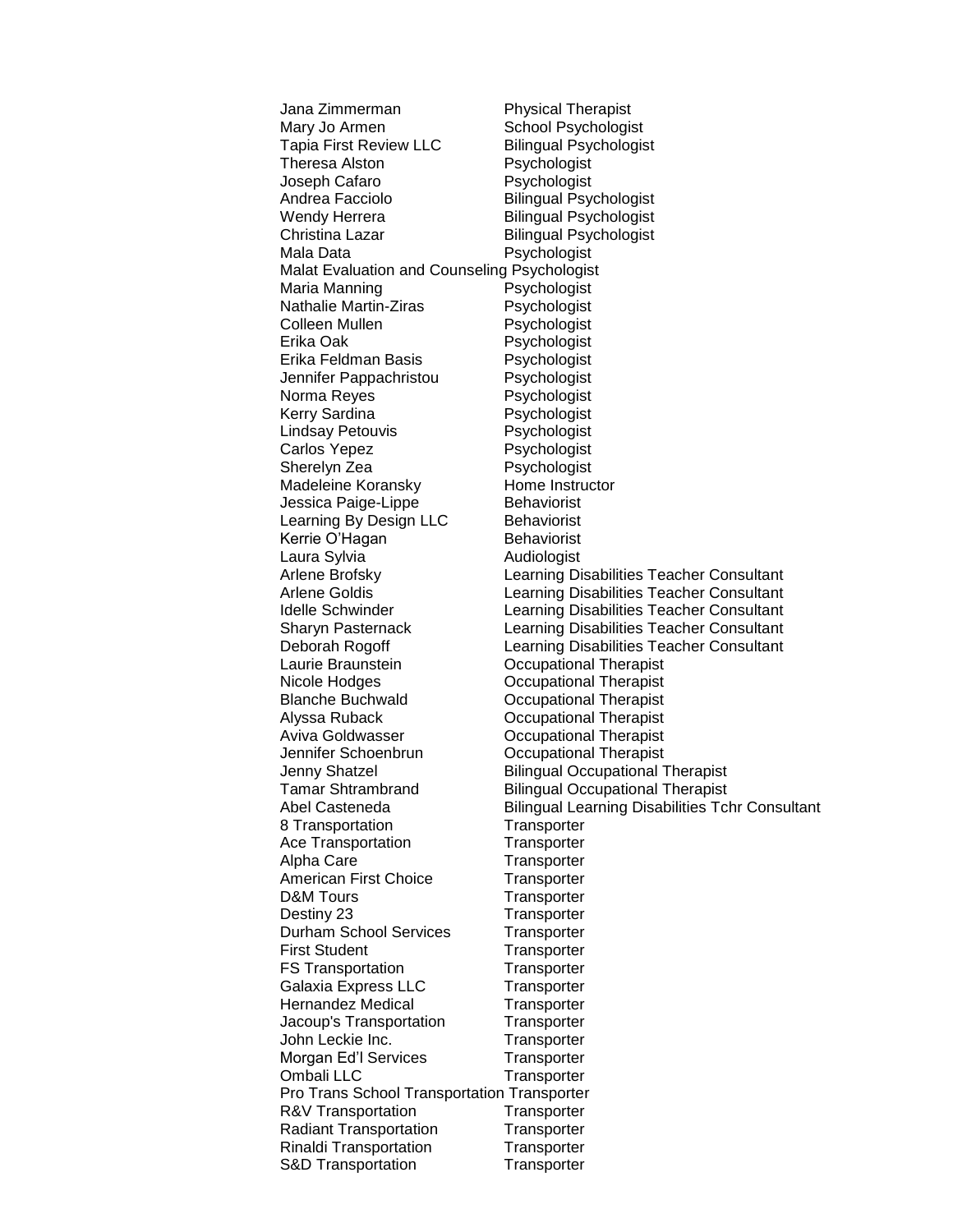| | |
|---|---|
| Jana Zimmerman | Physical Therapist |
| Mary Jo Armen | School Psychologist |
| Tapia First Review LLC | Bilingual Psychologist |
| Theresa Alston | Psychologist |
| Joseph Cafaro | Psychologist |
| Andrea Facciolo | Bilingual Psychologist |
| Wendy Herrera | Bilingual Psychologist |
| Christina Lazar | Bilingual Psychologist |
| Mala Data | Psychologist |
| Malat Evaluation and Counseling | Psychologist |
| Maria Manning | Psychologist |
| Nathalie Martin-Ziras | Psychologist |
| Colleen Mullen | Psychologist |
| Erika Oak | Psychologist |
| Erika Feldman Basis | Psychologist |
| Jennifer Pappachristou | Psychologist |
| Norma Reyes | Psychologist |
| Kerry Sardina | Psychologist |
| Lindsay Petouvis | Psychologist |
| Carlos Yepez | Psychologist |
| Sherelyn Zea | Psychologist |
| Madeleine Koransky | Home Instructor |
| Jessica Paige-Lippe | Behaviorist |
| Learning By Design LLC | Behaviorist |
| Kerrie O'Hagan | Behaviorist |
| Laura Sylvia | Audiologist |
| Arlene Brofsky | Learning Disabilities Teacher Consultant |
| Arlene Goldis | Learning Disabilities Teacher Consultant |
| Idelle Schwinder | Learning Disabilities Teacher Consultant |
| Sharyn Pasternack | Learning Disabilities Teacher Consultant |
| Deborah Rogoff | Learning Disabilities Teacher Consultant |
| Laurie Braunstein | Occupational Therapist |
| Nicole Hodges | Occupational Therapist |
| Blanche Buchwald | Occupational Therapist |
| Alyssa Ruback | Occupational Therapist |
| Aviva Goldwasser | Occupational Therapist |
| Jennifer Schoenbrun | Occupational Therapist |
| Jenny Shatzel | Bilingual Occupational Therapist |
| Tamar Shtrambrand | Bilingual Occupational Therapist |
| Abel Casteneda | Bilingual Learning Disabilities Tchr Consultant |
| 8 Transportation | Transporter |
| Ace Transportation | Transporter |
| Alpha Care | Transporter |
| American First Choice | Transporter |
| D&M Tours | Transporter |
| Destiny 23 | Transporter |
| Durham School Services | Transporter |
| First Student | Transporter |
| FS Transportation | Transporter |
| Galaxia Express LLC | Transporter |
| Hernandez Medical | Transporter |
| Jacoup's Transportation | Transporter |
| John Leckie Inc. | Transporter |
| Morgan Ed'l Services | Transporter |
| Ombali LLC | Transporter |
| Pro Trans School Transportation | Transporter |
| R&V Transportation | Transporter |
| Radiant Transportation | Transporter |
| Rinaldi Transportation | Transporter |
| S&D Transportation | Transporter |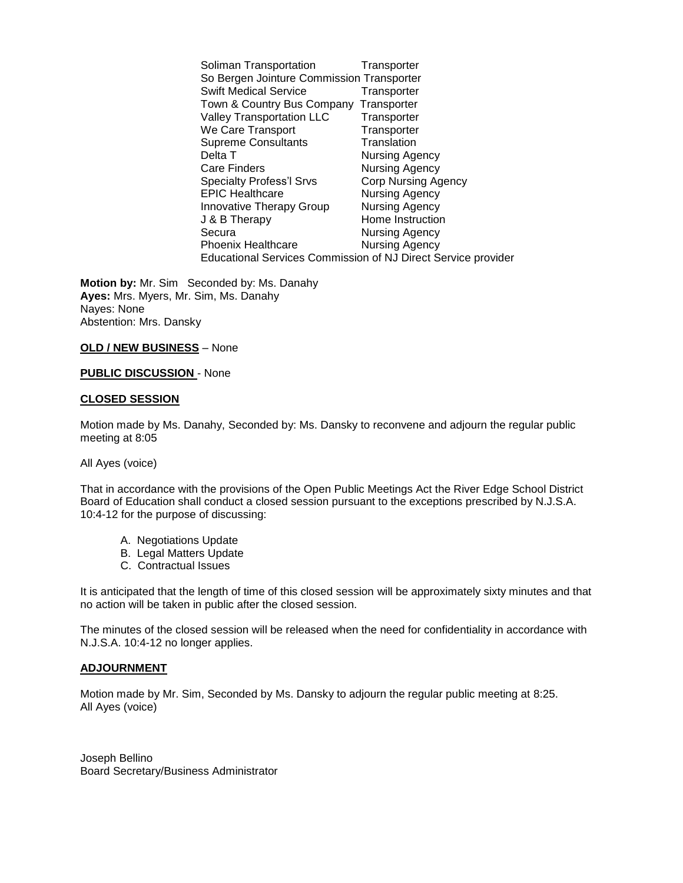| | |
|---|---|
| Soliman Transportation | Transporter |
| So Bergen Jointure Commission | Transporter |
| Swift Medical Service | Transporter |
| Town & Country Bus Company | Transporter |
| Valley Transportation LLC | Transporter |
| We Care Transport | Transporter |
| Supreme Consultants | Translation |
| Delta T | Nursing Agency |
| Care Finders | Nursing Agency |
| Specialty Profess'l Srvs | Corp Nursing Agency |
| EPIC Healthcare | Nursing Agency |
| Innovative Therapy Group | Nursing Agency |
| J & B Therapy | Home Instruction |
| Secura | Nursing Agency |
| Phoenix Healthcare | Nursing Agency |
| Educational Services Commission of NJ | Direct Service provider |

**Motion by:** Mr. Sim Seconded by: Ms. Danahy
**Ayes:** Mrs. Myers, Mr. Sim, Ms. Danahy
Nayes: None
Abstention: Mrs. Dansky

**OLD / NEW BUSINESS** – None

**PUBLIC DISCUSSION** - None

**CLOSED SESSION**

Motion made by Ms. Danahy, Seconded by: Ms. Dansky to reconvene and adjourn the regular public meeting at 8:05

All Ayes (voice)

That in accordance with the provisions of the Open Public Meetings Act the River Edge School District Board of Education shall conduct a closed session pursuant to the exceptions prescribed by N.J.S.A. 10:4-12 for the purpose of discussing:

A. Negotiations Update
B. Legal Matters Update
C. Contractual Issues

It is anticipated that the length of time of this closed session will be approximately sixty minutes and that no action will be taken in public after the closed session.

The minutes of the closed session will be released when the need for confidentiality in accordance with N.J.S.A. 10:4-12 no longer applies.

**ADJOURNMENT**

Motion made by Mr. Sim, Seconded by Ms. Dansky to adjourn the regular public meeting at 8:25.
All Ayes (voice)

Joseph Bellino
Board Secretary/Business Administrator